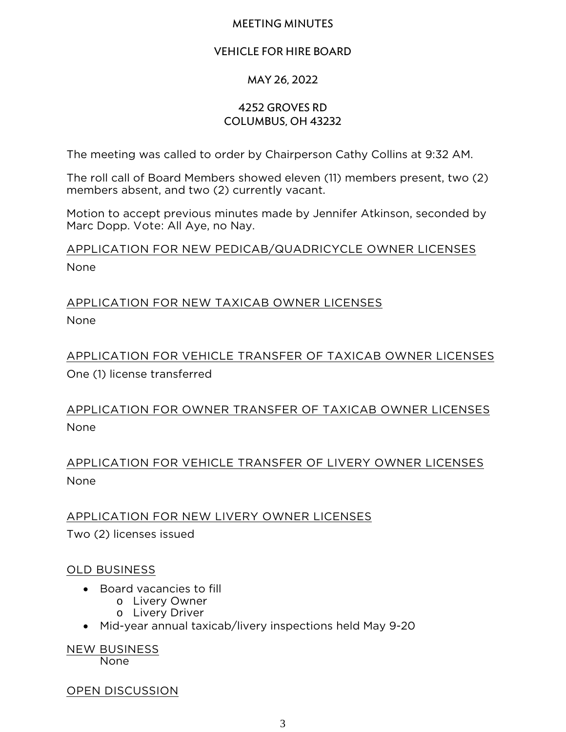# MEETING MINUTES

## VEHICLE FOR HIRE BOARD

## MAY 26, 2022

## 4252 GROVES RD
## COLUMBUS, OH 43232

The meeting was called to order by Chairperson Cathy Collins at 9:32 AM.

The roll call of Board Members showed eleven (11) members present, two (2) members absent, and two (2) currently vacant.

Motion to accept previous minutes made by Jennifer Atkinson, seconded by Marc Dopp. Vote: All Aye, no Nay.

### APPLICATION FOR NEW PEDICAB/QUADRICYCLE OWNER LICENSES

None

### APPLICATION FOR NEW TAXICAB OWNER LICENSES

None

### APPLICATION FOR VEHICLE TRANSFER OF TAXICAB OWNER LICENSES

One (1) license transferred

### APPLICATION FOR OWNER TRANSFER OF TAXICAB OWNER LICENSES

None

### APPLICATION FOR VEHICLE TRANSFER OF LIVERY OWNER LICENSES

None

### APPLICATION FOR NEW LIVERY OWNER LICENSES

Two (2) licenses issued

### OLD BUSINESS

- Board vacancies to fill
  - Livery Owner
  - Livery Driver
- Mid-year annual taxicab/livery inspections held May 9-20

### NEW BUSINESS

None

### OPEN DISCUSSION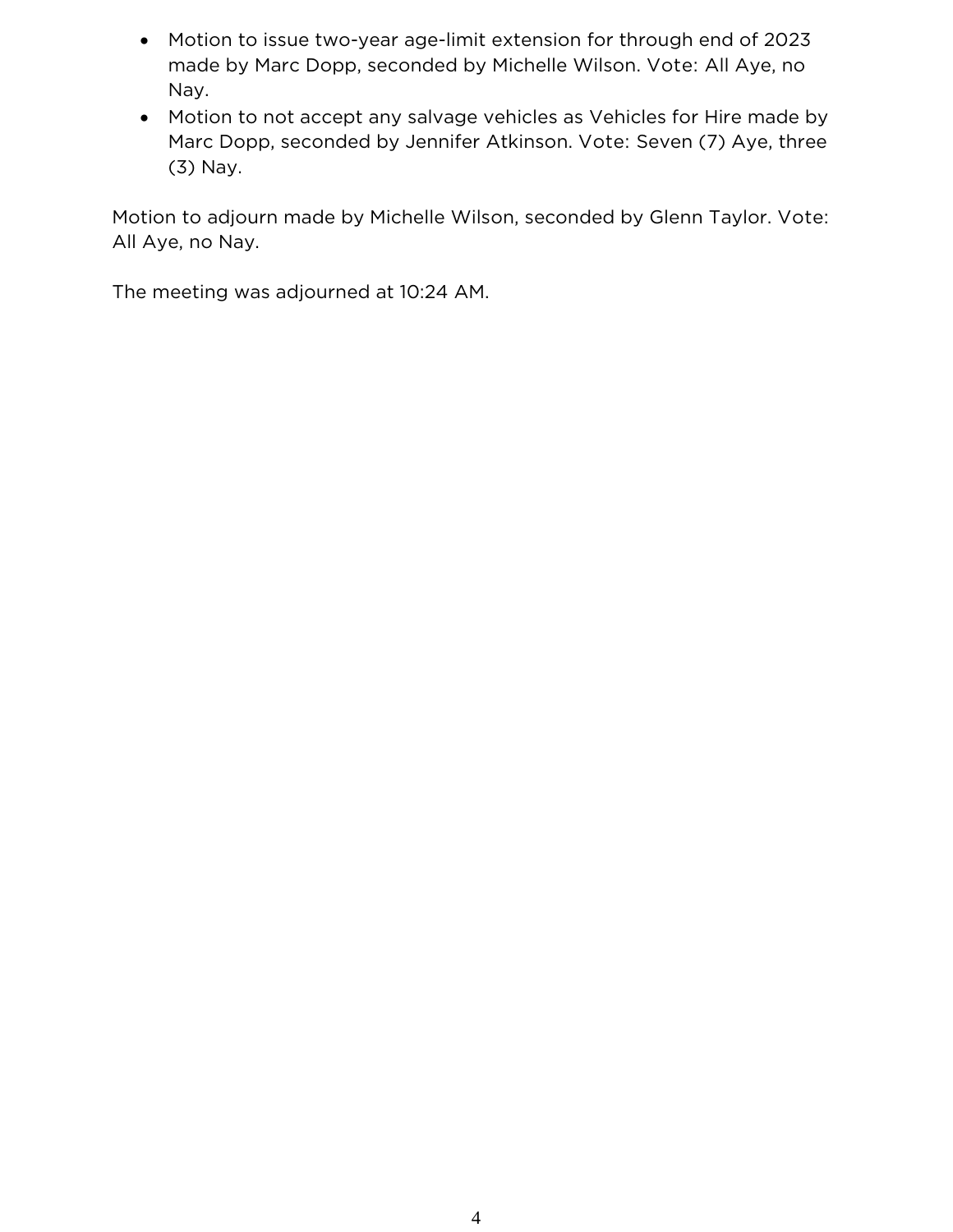- Motion to issue two-year age-limit extension for through end of 2023 made by Marc Dopp, seconded by Michelle Wilson. Vote: All Aye, no Nay.
- Motion to not accept any salvage vehicles as Vehicles for Hire made by Marc Dopp, seconded by Jennifer Atkinson. Vote: Seven (7) Aye, three (3) Nay.

Motion to adjourn made by Michelle Wilson, seconded by Glenn Taylor. Vote: All Aye, no Nay.

The meeting was adjourned at 10:24 AM.